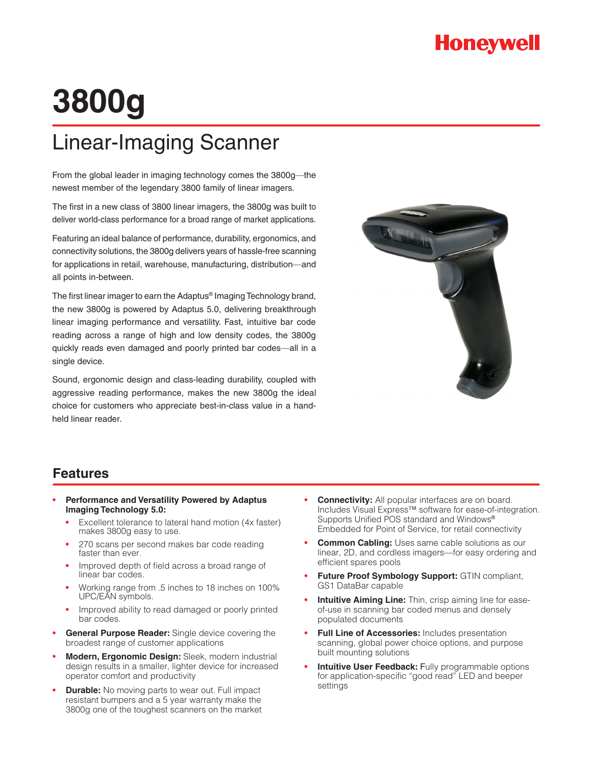Honeywell

# 3800g

## Linear-Imaging Scanner

From the global leader in imaging technology comes the 3800g—the newest member of the legendary 3800 family of linear imagers.

The first in a new class of 3800 linear imagers, the 3800g was built to deliver world-class performance for a broad range of market applications.

Featuring an ideal balance of performance, durability, ergonomics, and connectivity solutions, the 3800g delivers years of hassle-free scanning for applications in retail, warehouse, manufacturing, distribution—and all points in-between.

The first linear imager to earn the Adaptus® Imaging Technology brand, the new 3800g is powered by Adaptus 5.0, delivering breakthrough linear imaging performance and versatility. Fast, intuitive bar code reading across a range of high and low density codes, the 3800g quickly reads even damaged and poorly printed bar codes—all in a single device.

Sound, ergonomic design and class-leading durability, coupled with aggressive reading performance, makes the new 3800g the ideal choice for customers who appreciate best-in-class value in a hand-held linear reader.

## Features

- **Performance and Versatility Powered by Adaptus Imaging Technology 5.0:**
  - Excellent tolerance to lateral hand motion (4x faster) makes 3800g easy to use.
  - 270 scans per second makes bar code reading faster than ever.
  - Improved depth of field across a broad range of linear bar codes.
  - Working range from .5 inches to 18 inches on 100% UPC/EAN symbols.
  - Improved ability to read damaged or poorly printed bar codes.
- **General Purpose Reader:** Single device covering the broadest range of customer applications
- **Modern, Ergonomic Design:** Sleek, modern industrial design results in a smaller, lighter device for increased operator comfort and productivity
- **Durable:** No moving parts to wear out. Full impact resistant bumpers and a 5 year warranty make the 3800g one of the toughest scanners on the market
- **Connectivity:** All popular interfaces are on board. Includes Visual Express™ software for ease-of-integration. Supports Unified POS standard and Windows® Embedded for Point of Service, for retail connectivity
- **Common Cabling:** Uses same cable solutions as our linear, 2D, and cordless imagers—for easy ordering and efficient spares pools
- **Future Proof Symbology Support:** GTIN compliant, GS1 DataBar capable
- **Intuitive Aiming Line:** Thin, crisp aiming line for ease-of-use in scanning bar coded menus and densely populated documents
- **Full Line of Accessories:** Includes presentation scanning, global power choice options, and purpose built mounting solutions
- **Intuitive User Feedback:** Fully programmable options for application-specific "good read" LED and beeper settings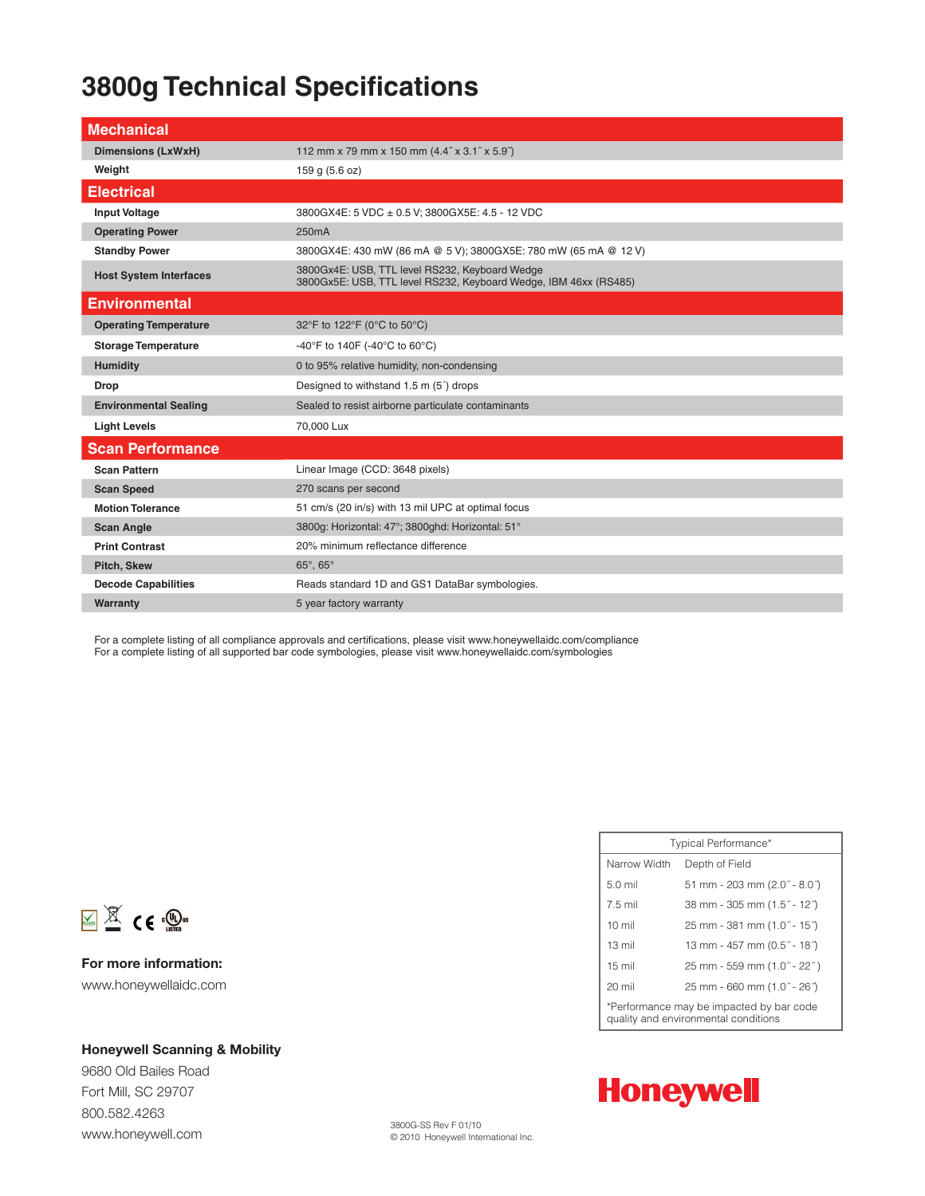# 3800g Technical Specifications

| Mechanical | |
|---|---|
| **Dimensions (LxWxH)** | 112 mm x 79 mm x 150 mm (4.4˝ x 3.1˝ x 5.9˝) |
| **Weight** | 159 g (5.6 oz) |
| **Electrical** | |
| **Input Voltage** | 3800GX4E: 5 VDC ± 0.5 V; 3800GX5E: 4.5 - 12 VDC |
| **Operating Power** | 250mA |
| **Standby Power** | 3800GX4E: 430 mW (86 mA @ 5 V); 3800GX5E: 780 mW (65 mA @ 12 V) |
| **Host System Interfaces** | 3800Gx4E: USB, TTL level RS232, Keyboard Wedge<br>3800Gx5E: USB, TTL level RS232, Keyboard Wedge, IBM 46xx (RS485) |
| **Environmental** | |
| **Operating Temperature** | 32°F to 122°F (0°C to 50°C) |
| **Storage Temperature** | -40°F to 140F (-40°C to 60°C) |
| **Humidity** | 0 to 95% relative humidity, non-condensing |
| **Drop** | Designed to withstand 1.5 m (5´) drops |
| **Environmental Sealing** | Sealed to resist airborne particulate contaminants |
| **Light Levels** | 70,000 Lux |
| **Scan Performance** | |
| **Scan Pattern** | Linear Image (CCD: 3648 pixels) |
| **Scan Speed** | 270 scans per second |
| **Motion Tolerance** | 51 cm/s (20 in/s) with 13 mil UPC at optimal focus |
| **Scan Angle** | 3800g: Horizontal: 47°; 3800ghd: Horizontal: 51° |
| **Print Contrast** | 20% minimum reflectance difference |
| **Pitch, Skew** | 65°, 65° |
| **Decode Capabilities** | Reads standard 1D and GS1 DataBar symbologies. |
| **Warranty** | 5 year factory warranty |

For a complete listing of all compliance approvals and certifications, please visit www.honeywellaidc.com/compliance
For a complete listing of all supported bar code symbologies, please visit www.honeywellaidc.com/symbologies

| Typical Performance* | |
|---|---|
| Narrow Width | Depth of Field |
| 5.0 mil | 51 mm - 203 mm (2.0˝ - 8.0˝) |
| 7.5 mil | 38 mm - 305 mm (1.5˝ - 12˝) |
| 10 mil | 25 mm - 381 mm (1.0˝ - 15˝) |
| 13 mil | 13 mm - 457 mm (0.5˝ - 18˝) |
| 15 mil | 25 mm - 559 mm (1.0˝ - 22˝) |
| 20 mil | 25 mm - 660 mm (1.0˝ - 26˝) |

*Performance may be impacted by bar code quality and environmental conditions

**For more information:**
www.honeywellaidc.com

**Honeywell Scanning & Mobility**
9680 Old Bailes Road
Fort Mill, SC 29707
800.582.4263
www.honeywell.com

Honeywell

3800G-SS Rev F 01/10
© 2010 Honeywell International Inc.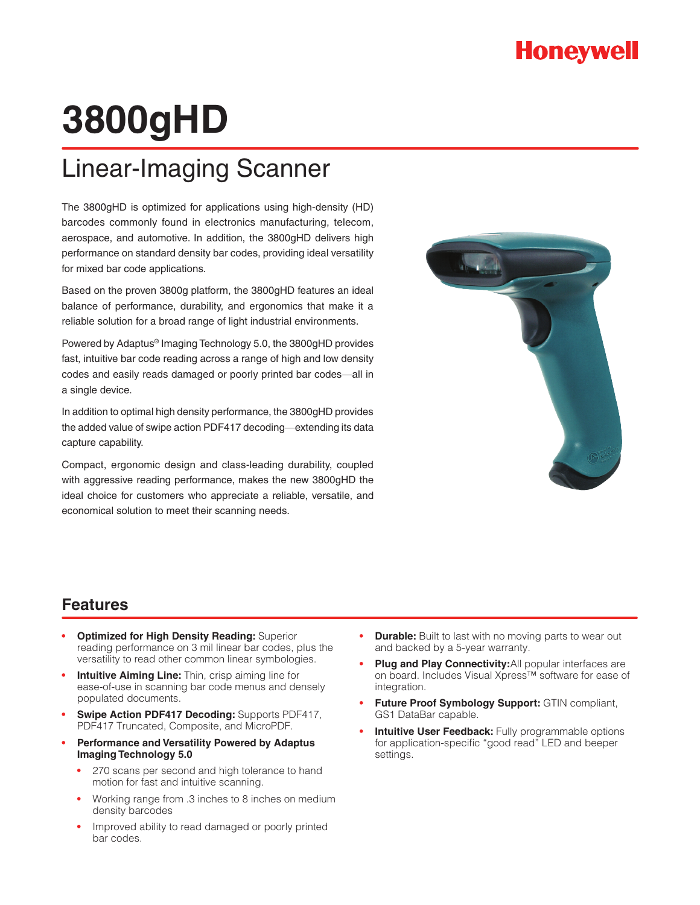Honeywell

# 3800gHD

## Linear-Imaging Scanner

The 3800gHD is optimized for applications using high-density (HD) barcodes commonly found in electronics manufacturing, telecom, aerospace, and automotive. In addition, the 3800gHD delivers high performance on standard density bar codes, providing ideal versatility for mixed bar code applications.

Based on the proven 3800g platform, the 3800gHD features an ideal balance of performance, durability, and ergonomics that make it a reliable solution for a broad range of light industrial environments.

Powered by Adaptus® Imaging Technology 5.0, the 3800gHD provides fast, intuitive bar code reading across a range of high and low density codes and easily reads damaged or poorly printed bar codes—all in a single device.

In addition to optimal high density performance, the 3800gHD provides the added value of swipe action PDF417 decoding—extending its data capture capability.

Compact, ergonomic design and class-leading durability, coupled with aggressive reading performance, makes the new 3800gHD the ideal choice for customers who appreciate a reliable, versatile, and economical solution to meet their scanning needs.

## Features

- **Optimized for High Density Reading:** Superior reading performance on 3 mil linear bar codes, plus the versatility to read other common linear symbologies.
- **Intuitive Aiming Line:** Thin, crisp aiming line for ease-of-use in scanning bar code menus and densely populated documents.
- **Swipe Action PDF417 Decoding:** Supports PDF417, PDF417 Truncated, Composite, and MicroPDF.
- **Performance and Versatility Powered by Adaptus Imaging Technology 5.0**
  - 270 scans per second and high tolerance to hand motion for fast and intuitive scanning.
  - Working range from .3 inches to 8 inches on medium density barcodes
  - Improved ability to read damaged or poorly printed bar codes.
- **Durable:** Built to last with no moving parts to wear out and backed by a 5-year warranty.
- **Plug and Play Connectivity:** All popular interfaces are on board. Includes Visual Xpress™ software for ease of integration.
- **Future Proof Symbology Support:** GTIN compliant, GS1 DataBar capable.
- **Intuitive User Feedback:** Fully programmable options for application-specific “good read” LED and beeper settings.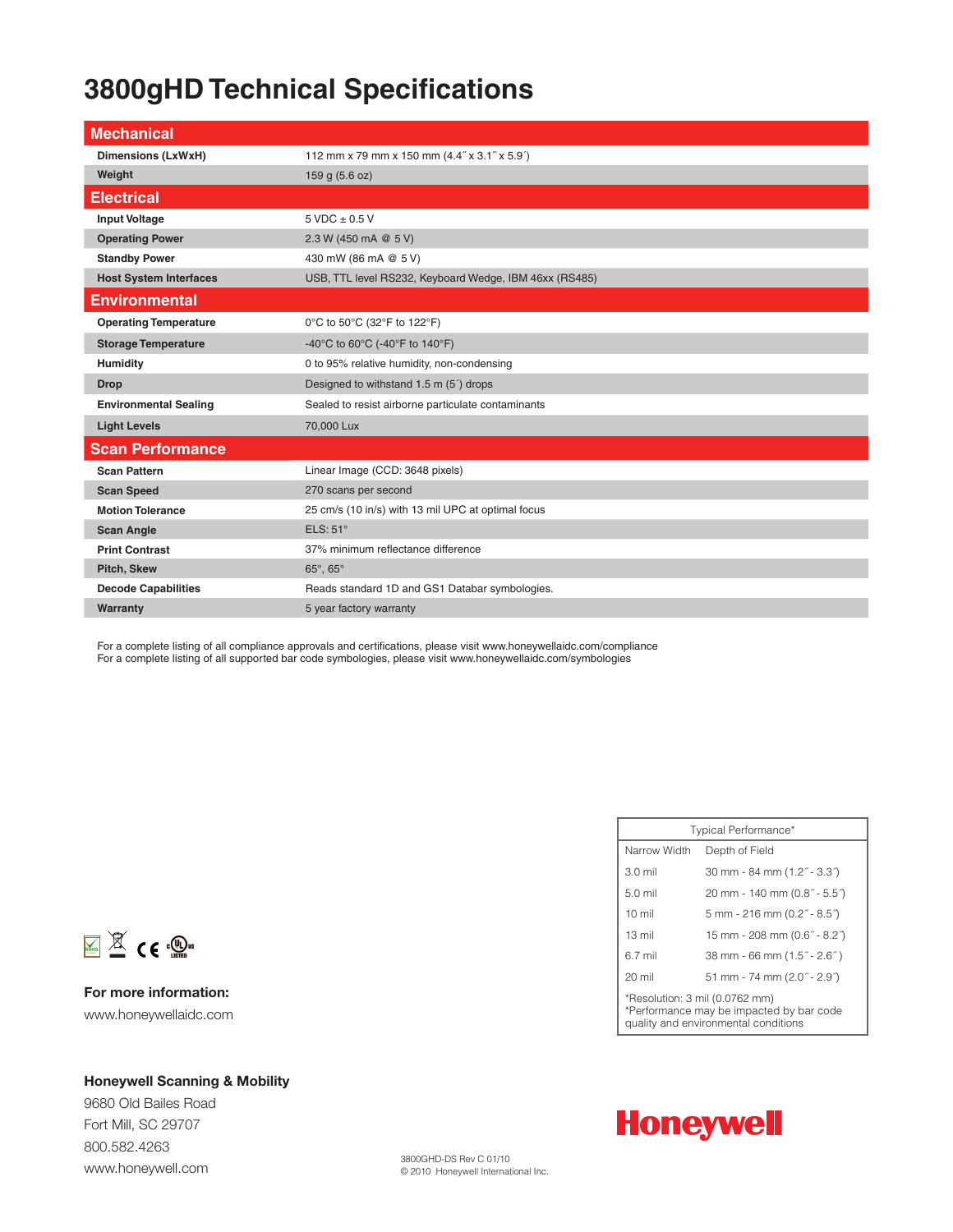# 3800gHD Technical Specifications

| **Mechanical** | |
|---|---|
| **Dimensions (LxWxH)** | 112 mm x 79 mm x 150 mm (4.4˝ x 3.1˝ x 5.9˝) |
| **Weight** | 159 g (5.6 oz) |
| **Electrical** | |
| **Input Voltage** | 5 VDC ± 0.5 V |
| **Operating Power** | 2.3 W (450 mA @ 5 V) |
| **Standby Power** | 430 mW (86 mA @ 5 V) |
| **Host System Interfaces** | USB, TTL level RS232, Keyboard Wedge, IBM 46xx (RS485) |
| **Environmental** | |
| **Operating Temperature** | 0°C to 50°C (32°F to 122°F) |
| **Storage Temperature** | -40°C to 60°C (-40°F to 140°F) |
| **Humidity** | 0 to 95% relative humidity, non-condensing |
| **Drop** | Designed to withstand 1.5 m (5´) drops |
| **Environmental Sealing** | Sealed to resist airborne particulate contaminants |
| **Light Levels** | 70,000 Lux |
| **Scan Performance** | |
| **Scan Pattern** | Linear Image (CCD: 3648 pixels) |
| **Scan Speed** | 270 scans per second |
| **Motion Tolerance** | 25 cm/s (10 in/s) with 13 mil UPC at optimal focus |
| **Scan Angle** | ELS: 51° |
| **Print Contrast** | 37% minimum reflectance difference |
| **Pitch, Skew** | 65°, 65° |
| **Decode Capabilities** | Reads standard 1D and GS1 Databar symbologies. |
| **Warranty** | 5 year factory warranty |

For a complete listing of all compliance approvals and certifications, please visit www.honeywellaidc.com/compliance
For a complete listing of all supported bar code symbologies, please visit www.honeywellaidc.com/symbologies

| Typical Performance* | |
|---|---|
| Narrow Width | Depth of Field |
| 3.0 mil | 30 mm - 84 mm (1.2˝ - 3.3˝) |
| 5.0 mil | 20 mm - 140 mm (0.8˝ - 5.5˝) |
| 10 mil | 5 mm - 216 mm (0.2˝ - 8.5˝) |
| 13 mil | 15 mm - 208 mm (0.6˝ - 8.2˝) |
| 6.7 mil | 38 mm - 66 mm (1.5˝ - 2.6˝) |
| 20 mil | 51 mm - 74 mm (2.0˝ - 2.9˝) |

*Resolution: 3 mil (0.0762 mm)
*Performance may be impacted by bar code quality and environmental conditions

**For more information:**

www.honeywellaidc.com

**Honeywell Scanning & Mobility**

9680 Old Bailes Road
Fort Mill, SC 29707
800.582.4263
www.honeywell.com

3800GHD-DS Rev C 01/10
© 2010 Honeywell International Inc.

Honeywell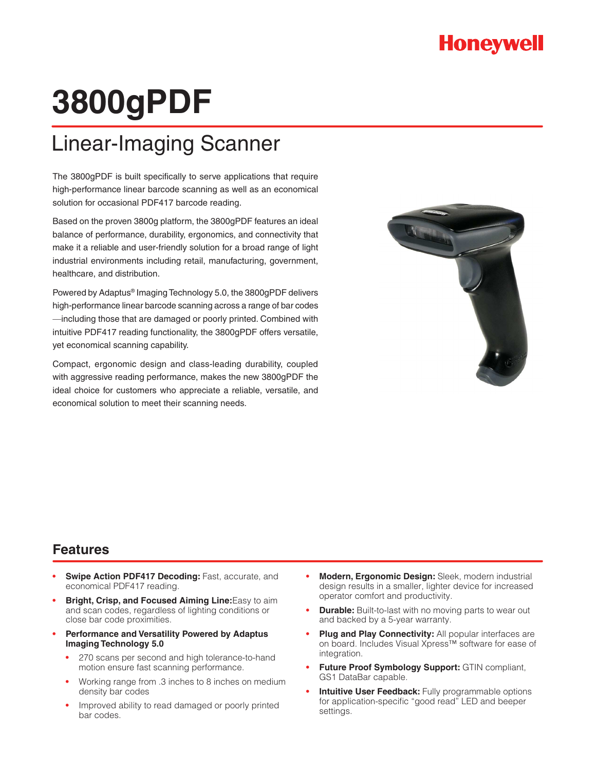Honeywell

# 3800gPDF

## Linear-Imaging Scanner

The 3800gPDF is built specifically to serve applications that require high-performance linear barcode scanning as well as an economical solution for occasional PDF417 barcode reading.

Based on the proven 3800g platform, the 3800gPDF features an ideal balance of performance, durability, ergonomics, and connectivity that make it a reliable and user-friendly solution for a broad range of light industrial environments including retail, manufacturing, government, healthcare, and distribution.

Powered by Adaptus® Imaging Technology 5.0, the 3800gPDF delivers high-performance linear barcode scanning across a range of bar codes —including those that are damaged or poorly printed. Combined with intuitive PDF417 reading functionality, the 3800gPDF offers versatile, yet economical scanning capability.

Compact, ergonomic design and class-leading durability, coupled with aggressive reading performance, makes the new 3800gPDF the ideal choice for customers who appreciate a reliable, versatile, and economical solution to meet their scanning needs.

## Features

- **Swipe Action PDF417 Decoding:** Fast, accurate, and economical PDF417 reading.
- **Bright, Crisp, and Focused Aiming Line:** Easy to aim and scan codes, regardless of lighting conditions or close bar code proximities.
- **Performance and Versatility Powered by Adaptus Imaging Technology 5.0**
  - 270 scans per second and high tolerance-to-hand motion ensure fast scanning performance.
  - Working range from .3 inches to 8 inches on medium density bar codes
  - Improved ability to read damaged or poorly printed bar codes.
- **Modern, Ergonomic Design:** Sleek, modern industrial design results in a smaller, lighter device for increased operator comfort and productivity.
- **Durable:** Built-to-last with no moving parts to wear out and backed by a 5-year warranty.
- **Plug and Play Connectivity:** All popular interfaces are on board. Includes Visual Xpress™ software for ease of integration.
- **Future Proof Symbology Support:** GTIN compliant, GS1 DataBar capable.
- **Intuitive User Feedback:** Fully programmable options for application-specific "good read" LED and beeper settings.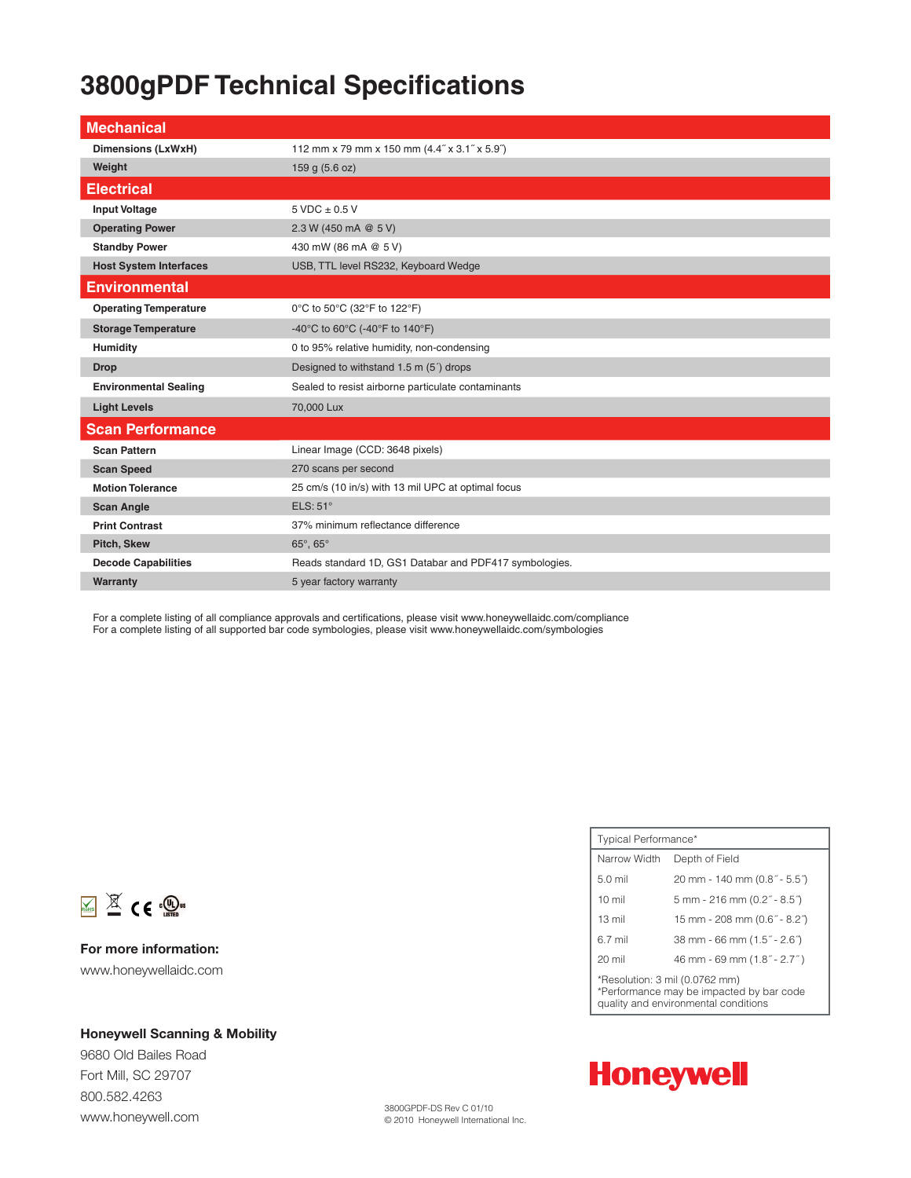# 3800gPDF Technical Specifications

| | |
|---|---|
| **Mechanical** | |
| **Dimensions (LxWxH)** | 112 mm x 79 mm x 150 mm (4.4˝ x 3.1˝ x 5.9˝) |
| **Weight** | 159 g (5.6 oz) |
| **Electrical** | |
| **Input Voltage** | 5 VDC ± 0.5 V |
| **Operating Power** | 2.3 W (450 mA @ 5 V) |
| **Standby Power** | 430 mW (86 mA @ 5 V) |
| **Host System Interfaces** | USB, TTL level RS232, Keyboard Wedge |
| **Environmental** | |
| **Operating Temperature** | 0°C to 50°C (32°F to 122°F) |
| **Storage Temperature** | -40°C to 60°C (-40°F to 140°F) |
| **Humidity** | 0 to 95% relative humidity, non-condensing |
| **Drop** | Designed to withstand 1.5 m (5´) drops |
| **Environmental Sealing** | Sealed to resist airborne particulate contaminants |
| **Light Levels** | 70,000 Lux |
| **Scan Performance** | |
| **Scan Pattern** | Linear Image (CCD: 3648 pixels) |
| **Scan Speed** | 270 scans per second |
| **Motion Tolerance** | 25 cm/s (10 in/s) with 13 mil UPC at optimal focus |
| **Scan Angle** | ELS: 51° |
| **Print Contrast** | 37% minimum reflectance difference |
| **Pitch, Skew** | 65°, 65° |
| **Decode Capabilities** | Reads standard 1D, GS1 Databar and PDF417 symbologies. |
| **Warranty** | 5 year factory warranty |

For a complete listing of all compliance approvals and certifications, please visit www.honeywellaidc.com/compliance
For a complete listing of all supported bar code symbologies, please visit www.honeywellaidc.com/symbologies

| Typical Performance* | |
|---|---|
| Narrow Width | Depth of Field |
| 5.0 mil | 20 mm - 140 mm (0.8˝ - 5.5˝) |
| 10 mil | 5 mm - 216 mm (0.2˝ - 8.5˝) |
| 13 mil | 15 mm - 208 mm (0.6˝ - 8.2˝) |
| 6.7 mil | 38 mm - 66 mm (1.5˝ - 2.6˝) |
| 20 mil | 46 mm - 69 mm (1.8˝ - 2.7˝) |

*Resolution: 3 mil (0.0762 mm)
*Performance may be impacted by bar code quality and environmental conditions

**For more information:**
www.honeywellaidc.com

**Honeywell Scanning & Mobility**
9680 Old Bailes Road
Fort Mill, SC 29707
800.582.4263
www.honeywell.com

3800GPDF-DS Rev C 01/10
© 2010 Honeywell International Inc.

Honeywell